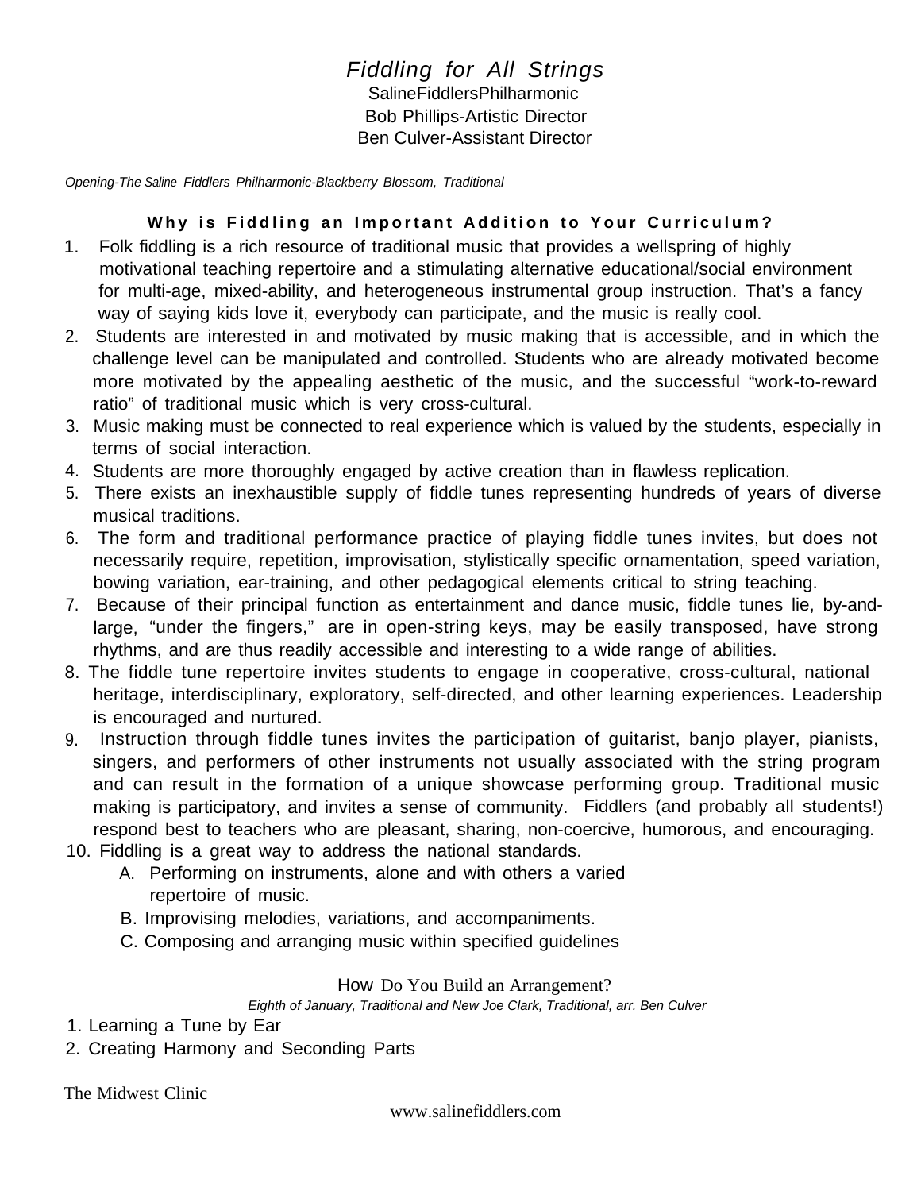# *Fiddling for All Strings*

SalineFiddlersPhilharmonic
Bob Phillips-Artistic Director
Ben Culver-Assistant Director

*Opening-The Saline Fiddlers Philharmonic-Blackberry Blossom, Traditional*

## **Why is Fiddling an Important Addition to Your Curriculum?**

1. Folk fiddling is a rich resource of traditional music that provides a wellspring of highly motivational teaching repertoire and a stimulating alternative educational/social environment for multi-age, mixed-ability, and heterogeneous instrumental group instruction. That's a fancy way of saying kids love it, everybody can participate, and the music is really cool.
2. Students are interested in and motivated by music making that is accessible, and in which the challenge level can be manipulated and controlled. Students who are already motivated become more motivated by the appealing aesthetic of the music, and the successful "work-to-reward ratio" of traditional music which is very cross-cultural.
3. Music making must be connected to real experience which is valued by the students, especially in terms of social interaction.
4. Students are more thoroughly engaged by active creation than in flawless replication.
5. There exists an inexhaustible supply of fiddle tunes representing hundreds of years of diverse musical traditions.
6. The form and traditional performance practice of playing fiddle tunes invites, but does not necessarily require, repetition, improvisation, stylistically specific ornamentation, speed variation, bowing variation, ear-training, and other pedagogical elements critical to string teaching.
7. Because of their principal function as entertainment and dance music, fiddle tunes lie, by-and-large, "under the fingers," are in open-string keys, may be easily transposed, have strong rhythms, and are thus readily accessible and interesting to a wide range of abilities.
8. The fiddle tune repertoire invites students to engage in cooperative, cross-cultural, national heritage, interdisciplinary, exploratory, self-directed, and other learning experiences. Leadership is encouraged and nurtured.
9. Instruction through fiddle tunes invites the participation of guitarist, banjo player, pianists, singers, and performers of other instruments not usually associated with the string program and can result in the formation of a unique showcase performing group. Traditional music making is participatory, and invites a sense of community. Fiddlers (and probably all students!) respond best to teachers who are pleasant, sharing, non-coercive, humorous, and encouraging.
10. Fiddling is a great way to address the national standards.
    A. Performing on instruments, alone and with others a varied repertoire of music.
    B. Improvising melodies, variations, and accompaniments.
    C. Composing and arranging music within specified guidelines

## How Do You Build an Arrangement?

*Eighth of January, Traditional and New Joe Clark, Traditional, arr. Ben Culver*

1. Learning a Tune by Ear
2. Creating Harmony and Seconding Parts

The Midwest Clinic

www.salinefiddlers.com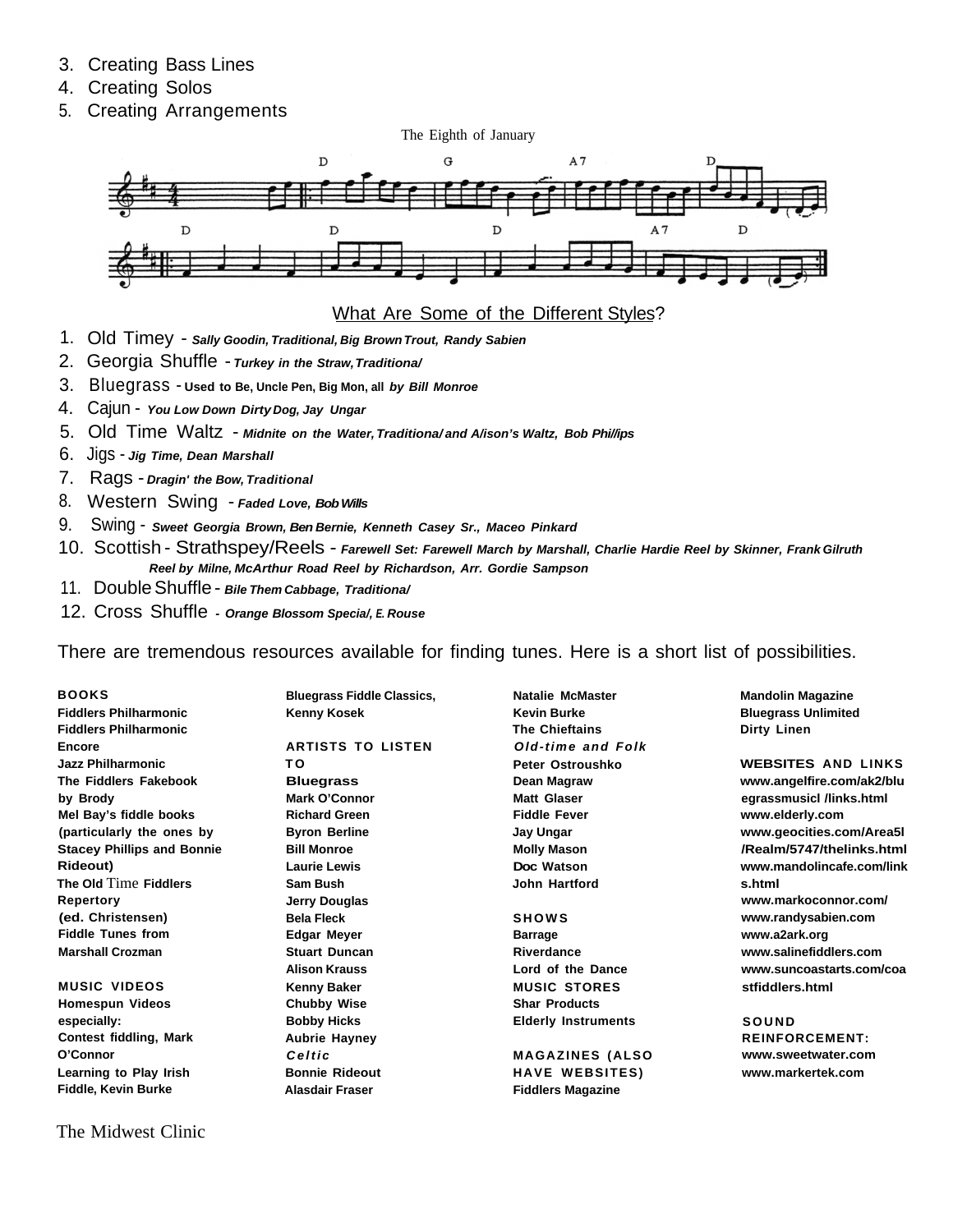3. Creating Bass Lines
4. Creating Solos
5. Creating Arrangements

The Eighth of January

D G A7 D

D D D A7 D

## What Are Some of the Different Styles?

1. Old Timey - ***Sally Goodin, Traditional, Big Brown Trout, Randy Sabien***
2. Georgia Shuffle - ***Turkey in the Straw, Traditional***
3. Bluegrass - **Used to Be, Uncle Pen, Big Mon, all *by Bill Monroe***
4. Cajun - ***You Low Down Dirty Dog, Jay Ungar***
5. Old Time Waltz - ***Midnite on the Water, Traditional and Alison's Waltz, Bob Phillips***
6. Jigs - ***Jig Time, Dean Marshall***
7. Rags - ***Dragin' the Bow, Traditional***
8. Western Swing - ***Faded Love, Bob Wills***
9. Swing - ***Sweet Georgia Brown, Ben Bernie, Kenneth Casey Sr., Maceo Pinkard***
10. Scottish - Strathspey/Reels - ***Farewell Set: Farewell March by Marshall, Charlie Hardie Reel by Skinner, Frank Gilruth Reel by Milne, McArthur Road Reel by Richardson, Arr. Gordie Sampson***
11. Double Shuffle - ***Bile Them Cabbage, Traditional***
12. Cross Shuffle - ***Orange Blossom Special, E. Rouse***

There are tremendous resources available for finding tunes. Here is a short list of possibilities.

**BOOKS**
**Fiddlers Philharmonic**
**Fiddlers Philharmonic Encore**
**Jazz Philharmonic**
**The Fiddlers Fakebook by Brody**
**Mel Bay's fiddle books (particularly the ones by Stacey Phillips and Bonnie Rideout)**
**The Old Time Fiddlers Repertory (ed. Christensen)**
**Fiddle Tunes from Marshall Crozman**

**MUSIC VIDEOS**
**Homespun Videos especially:**
**Contest fiddling, Mark O'Connor**
**Learning to Play Irish Fiddle, Kevin Burke**
**Bluegrass Fiddle Classics, Kenny Kosek**

**ARTISTS TO LISTEN TO**
**Bluegrass**
**Mark O'Connor**
**Richard Green**
**Byron Berline**
**Bill Monroe**
**Laurie Lewis**
**Sam Bush**
**Jerry Douglas**
**Bela Fleck**
**Edgar Meyer**
**Stuart Duncan**
**Alison Krauss**
**Kenny Baker**
**Chubby Wise**
**Bobby Hicks**
**Aubrie Hayney**
***Celtic***
**Bonnie Rideout**
**Alasdair Fraser**
**Natalie McMaster**
**Kevin Burke**
**The Chieftains**
***Old-time and Folk***
**Peter Ostroushko**
**Dean Magraw**
**Matt Glaser**
**Fiddle Fever**
**Jay Ungar**
**Molly Mason**
**Doc Watson**
**John Hartford**

**SHOWS**
**Barrage**
**Riverdance**
**Lord of the Dance**

**MUSIC STORES**
**Shar Products**
**Elderly Instruments**

**MAGAZINES (ALSO HAVE WEBSITES)**
**Fiddlers Magazine**
**Mandolin Magazine**
**Bluegrass Unlimited**
**Dirty Linen**

**WEBSITES AND LINKS**
**www.angelfire.com/ak2/bluegrassmusicl /links.html**
**www.elderly.com**
**www.geocities.com/Area5l/Realm/5747/thelinks.html**
**www.mandolincafe.com/links.html**
**www.markoconnor.com/**
**www.randysabien.com**
**www.a2ark.org**
**www.salinefiddlers.com**
**www.suncoastarts.com/coastfiddlers.html**

**SOUND REINFORCEMENT:**
**www.sweetwater.com**
**www.markertek.com**